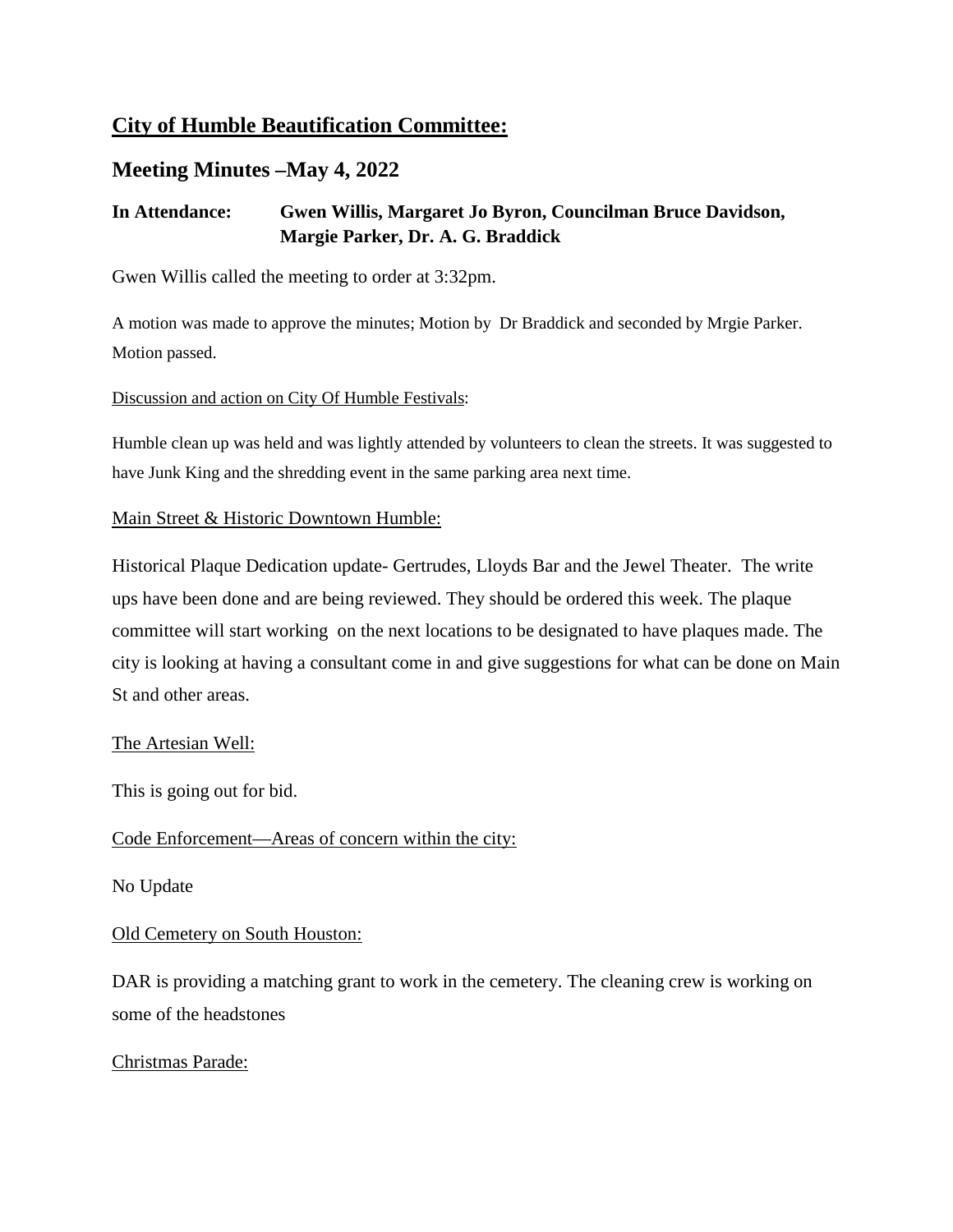## City of Humble Beautification Committee:

## Meeting Minutes –May 4, 2022

**In Attendance:** **Gwen Willis, Margaret Jo Byron, Councilman Bruce Davidson, Margie Parker, Dr. A. G. Braddick**

Gwen Willis called the meeting to order at 3:32pm.

A motion was made to approve the minutes; Motion by Dr Braddick and seconded by Mrgie Parker. Motion passed.

Discussion and action on City Of Humble Festivals:

Humble clean up was held and was lightly attended by volunteers to clean the streets. It was suggested to have Junk King and the shredding event in the same parking area next time.

Main Street & Historic Downtown Humble:

Historical Plaque Dedication update- Gertrudes, Lloyds Bar and the Jewel Theater. The write ups have been done and are being reviewed. They should be ordered this week. The plaque committee will start working on the next locations to be designated to have plaques made. The city is looking at having a consultant come in and give suggestions for what can be done on Main St and other areas.

The Artesian Well:

This is going out for bid.

Code Enforcement—Areas of concern within the city:

No Update

Old Cemetery on South Houston:

DAR is providing a matching grant to work in the cemetery. The cleaning crew is working on some of the headstones

Christmas Parade: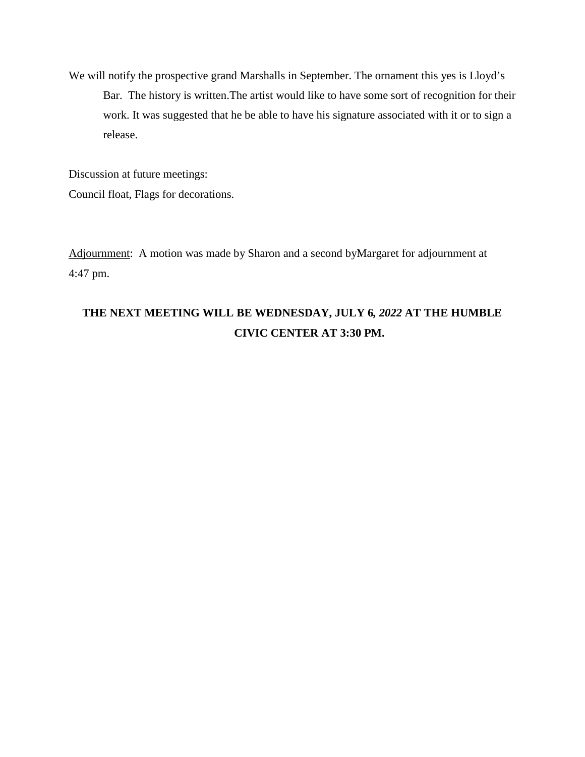We will notify the prospective grand Marshalls in September. The ornament this yes is Lloyd's Bar. The history is written.The artist would like to have some sort of recognition for their work. It was suggested that he be able to have his signature associated with it or to sign a release.

Discussion at future meetings:
Council float, Flags for decorations.

<u>Adjournment</u>: A motion was made by Sharon and a second byMargaret for adjournment at 4:47 pm.

**THE NEXT MEETING WILL BE WEDNESDAY, JULY 6, *2022* AT THE HUMBLE CIVIC CENTER AT 3:30 PM.**